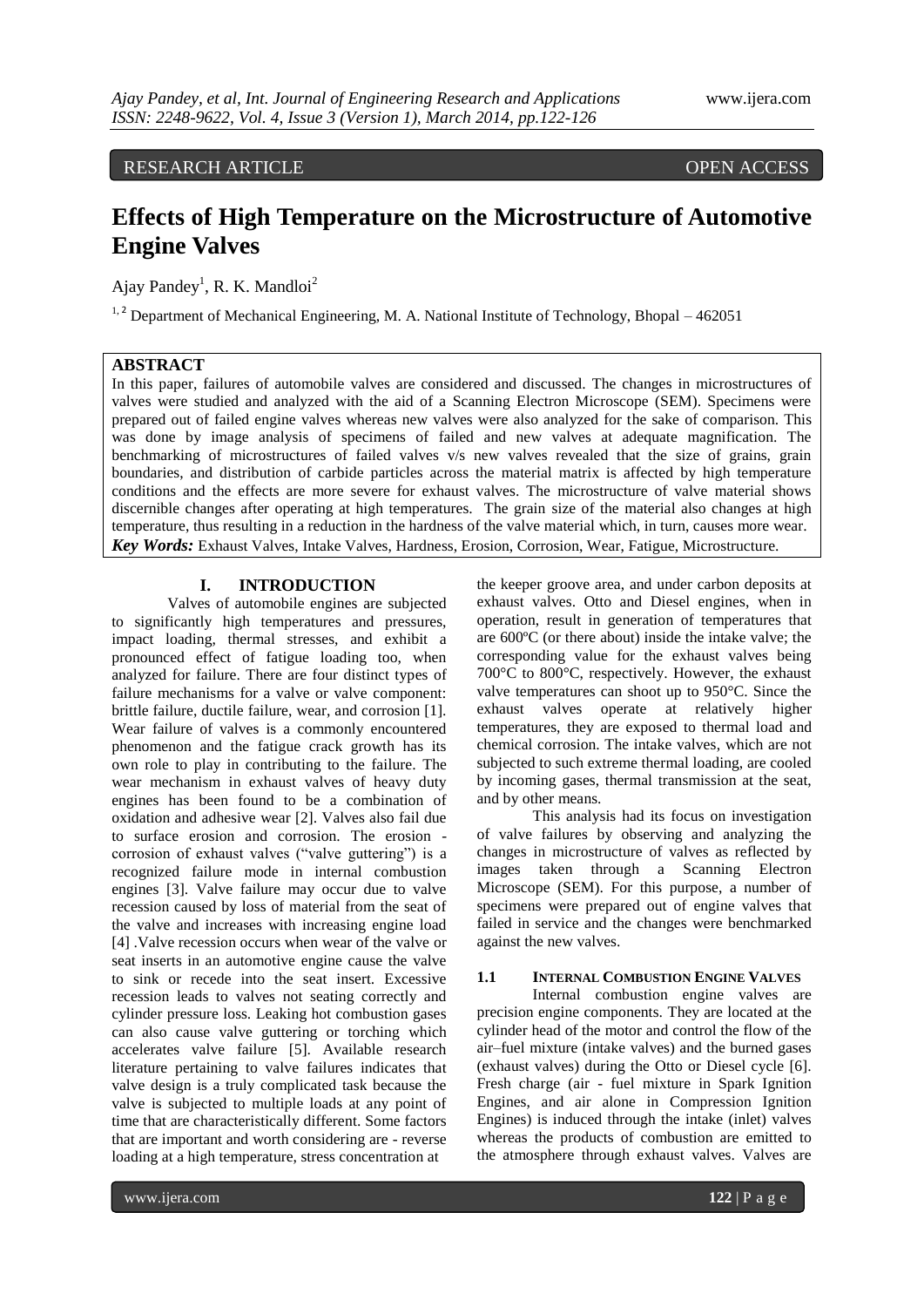RESEARCH ARTICLE OPEN ACCESS

# Effects of High Temperature on the Microstructure of Automotive Engine Valves

Ajay Pandey[1], R. K. Mandloi[2]

[1, 2] Department of Mechanical Engineering, M. A. National Institute of Technology, Bhopal – 462051

## ABSTRACT

In this paper, failures of automobile valves are considered and discussed. The changes in microstructures of valves were studied and analyzed with the aid of a Scanning Electron Microscope (SEM). Specimens were prepared out of failed engine valves whereas new valves were also analyzed for the sake of comparison. This was done by image analysis of specimens of failed and new valves at adequate magnification. The benchmarking of microstructures of failed valves v/s new valves revealed that the size of grains, grain boundaries, and distribution of carbide particles across the material matrix is affected by high temperature conditions and the effects are more severe for exhaust valves. The microstructure of valve material shows discernible changes after operating at high temperatures. The grain size of the material also changes at high temperature, thus resulting in a reduction in the hardness of the valve material which, in turn, causes more wear.

***Key Words:*** Exhaust Valves, Intake Valves, Hardness, Erosion, Corrosion, Wear, Fatigue, Microstructure.

## I. INTRODUCTION

Valves of automobile engines are subjected to significantly high temperatures and pressures, impact loading, thermal stresses, and exhibit a pronounced effect of fatigue loading too, when analyzed for failure. There are four distinct types of failure mechanisms for a valve or valve component: brittle failure, ductile failure, wear, and corrosion [1]. Wear failure of valves is a commonly encountered phenomenon and the fatigue crack growth has its own role to play in contributing to the failure. The wear mechanism in exhaust valves of heavy duty engines has been found to be a combination of oxidation and adhesive wear [2]. Valves also fail due to surface erosion and corrosion. The erosion - corrosion of exhaust valves ("valve guttering") is a recognized failure mode in internal combustion engines [3]. Valve failure may occur due to valve recession caused by loss of material from the seat of the valve and increases with increasing engine load [4] .Valve recession occurs when wear of the valve or seat inserts in an automotive engine cause the valve to sink or recede into the seat insert. Excessive recession leads to valves not seating correctly and cylinder pressure loss. Leaking hot combustion gases can also cause valve guttering or torching which accelerates valve failure [5]. Available research literature pertaining to valve failures indicates that valve design is a truly complicated task because the valve is subjected to multiple loads at any point of time that are characteristically different. Some factors that are important and worth considering are - reverse loading at a high temperature, stress concentration at the keeper groove area, and under carbon deposits at exhaust valves. Otto and Diesel engines, when in operation, result in generation of temperatures that are 600ºC (or there about) inside the intake valve; the corresponding value for the exhaust valves being 700°C to 800°C, respectively. However, the exhaust valve temperatures can shoot up to 950°C. Since the exhaust valves operate at relatively higher temperatures, they are exposed to thermal load and chemical corrosion. The intake valves, which are not subjected to such extreme thermal loading, are cooled by incoming gases, thermal transmission at the seat, and by other means.

This analysis had its focus on investigation of valve failures by observing and analyzing the changes in microstructure of valves as reflected by images taken through a Scanning Electron Microscope (SEM). For this purpose, a number of specimens were prepared out of engine valves that failed in service and the changes were benchmarked against the new valves.

### 1.1 INTERNAL COMBUSTION ENGINE VALVES

Internal combustion engine valves are precision engine components. They are located at the cylinder head of the motor and control the flow of the air–fuel mixture (intake valves) and the burned gases (exhaust valves) during the Otto or Diesel cycle [6]. Fresh charge (air - fuel mixture in Spark Ignition Engines, and air alone in Compression Ignition Engines) is induced through the intake (inlet) valves whereas the products of combustion are emitted to the atmosphere through exhaust valves. Valves are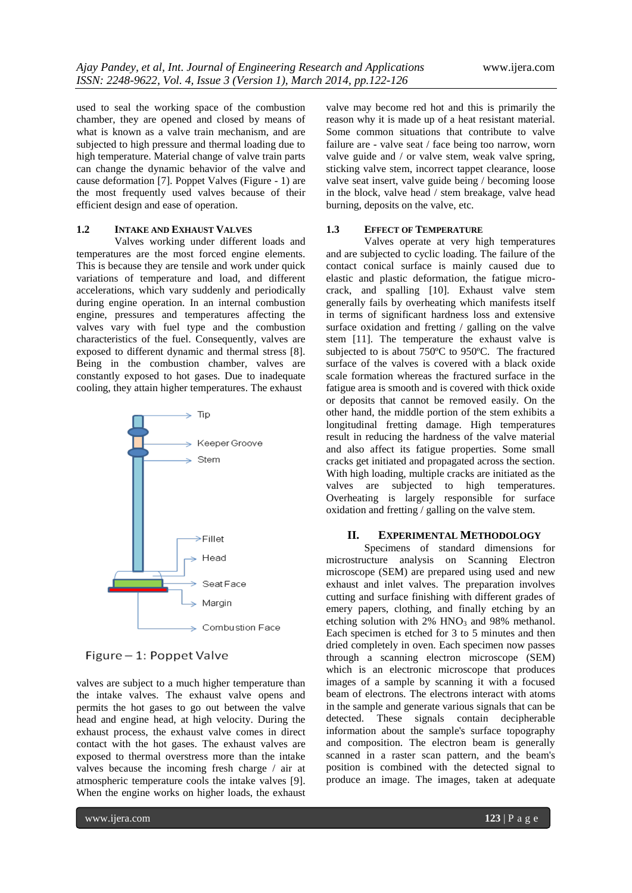used to seal the working space of the combustion chamber, they are opened and closed by means of what is known as a valve train mechanism, and are subjected to high pressure and thermal loading due to high temperature. Material change of valve train parts can change the dynamic behavior of the valve and cause deformation [7]. Poppet Valves (Figure - 1) are the most frequently used valves because of their efficient design and ease of operation.

### 1.2 INTAKE AND EXHAUST VALVES

Valves working under different loads and temperatures are the most forced engine elements. This is because they are tensile and work under quick variations of temperature and load, and different accelerations, which vary suddenly and periodically during engine operation. In an internal combustion engine, pressures and temperatures affecting the valves vary with fuel type and the combustion characteristics of the fuel. Consequently, valves are exposed to different dynamic and thermal stress [8]. Being in the combustion chamber, valves are constantly exposed to hot gases. Due to inadequate cooling, they attain higher temperatures. The exhaust

Tip

Keeper Groove

Stem

Fillet

Head

Seat Face

Margin

Combustion Face

Figure – 1: Poppet Valve

valves are subject to a much higher temperature than the intake valves. The exhaust valve opens and permits the hot gases to go out between the valve head and engine head, at high velocity. During the exhaust process, the exhaust valve comes in direct contact with the hot gases. The exhaust valves are exposed to thermal overstress more than the intake valves because the incoming fresh charge / air at atmospheric temperature cools the intake valves [9]. When the engine works on higher loads, the exhaust valve may become red hot and this is primarily the reason why it is made up of a heat resistant material. Some common situations that contribute to valve failure are - valve seat / face being too narrow, worn valve guide and / or valve stem, weak valve spring, sticking valve stem, incorrect tappet clearance, loose valve seat insert, valve guide being / becoming loose in the block, valve head / stem breakage, valve head burning, deposits on the valve, etc.

### 1.3 EFFECT OF TEMPERATURE

Valves operate at very high temperatures and are subjected to cyclic loading. The failure of the contact conical surface is mainly caused due to elastic and plastic deformation, the fatigue micro-crack, and spalling [10]. Exhaust valve stem generally fails by overheating which manifests itself in terms of significant hardness loss and extensive surface oxidation and fretting / galling on the valve stem [11]. The temperature the exhaust valve is subjected to is about 750ºC to 950ºC. The fractured surface of the valves is covered with a black oxide scale formation whereas the fractured surface in the fatigue area is smooth and is covered with thick oxide or deposits that cannot be removed easily. On the other hand, the middle portion of the stem exhibits a longitudinal fretting damage. High temperatures result in reducing the hardness of the valve material and also affect its fatigue properties. Some small cracks get initiated and propagated across the section. With high loading, multiple cracks are initiated as the valves are subjected to high temperatures. Overheating is largely responsible for surface oxidation and fretting / galling on the valve stem.

## II. EXPERIMENTAL METHODOLOGY

Specimens of standard dimensions for microstructure analysis on Scanning Electron microscope (SEM) are prepared using used and new exhaust and inlet valves. The preparation involves cutting and surface finishing with different grades of emery papers, clothing, and finally etching by an etching solution with 2% $HNO_3$ and 98% methanol. Each specimen is etched for 3 to 5 minutes and then dried completely in oven. Each specimen now passes through a scanning electron microscope (SEM) which is an electronic microscope that produces images of a sample by scanning it with a focused beam of electrons. The electrons interact with atoms in the sample and generate various signals that can be detected. These signals contain decipherable information about the sample's surface topography and composition. The electron beam is generally scanned in a raster scan pattern, and the beam's position is combined with the detected signal to produce an image. The images, taken at adequate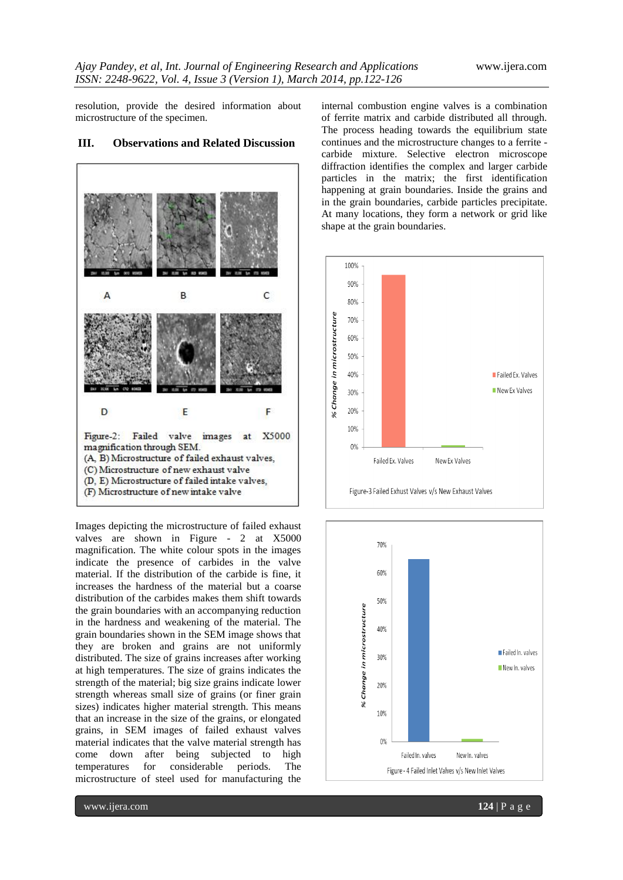resolution, provide the desired information about microstructure of the specimen.

## III. Observations and Related Discussion

Figure-2: Failed valve images at X5000 magnification through SEM.
(A, B) Microstructure of failed exhaust valves,
(C) Microstructure of new exhaust valve
(D, E) Microstructure of failed intake valves,
(F) Microstructure of new intake valve

Images depicting the microstructure of failed exhaust valves are shown in Figure - 2 at X5000 magnification. The white colour spots in the images indicate the presence of carbides in the valve material. If the distribution of the carbide is fine, it increases the hardness of the material but a coarse distribution of the carbides makes them shift towards the grain boundaries with an accompanying reduction in the hardness and weakening of the material. The grain boundaries shown in the SEM image shows that they are broken and grains are not uniformly distributed. The size of grains increases after working at high temperatures. The size of grains indicates the strength of the material; big size grains indicate lower strength whereas small size of grains (or finer grain sizes) indicates higher material strength. This means that an increase in the size of the grains, or elongated grains, in SEM images of failed exhaust valves material indicates that the valve material strength has come down after being subjected to high temperatures for considerable periods. The microstructure of steel used for manufacturing the internal combustion engine valves is a combination of ferrite matrix and carbide distributed all through. The process heading towards the equilibrium state continues and the microstructure changes to a ferrite - carbide mixture. Selective electron microscope diffraction identifies the complex and larger carbide particles in the matrix; the first identification happening at grain boundaries. Inside the grains and in the grain boundaries, carbide particles precipitate. At many locations, they form a network or grid like shape at the grain boundaries.

Figure-3 Failed Exhust Valves v/s New Exhaust Valves

Figure - 4 Failed Inlet Valves v/s New Inlet Valves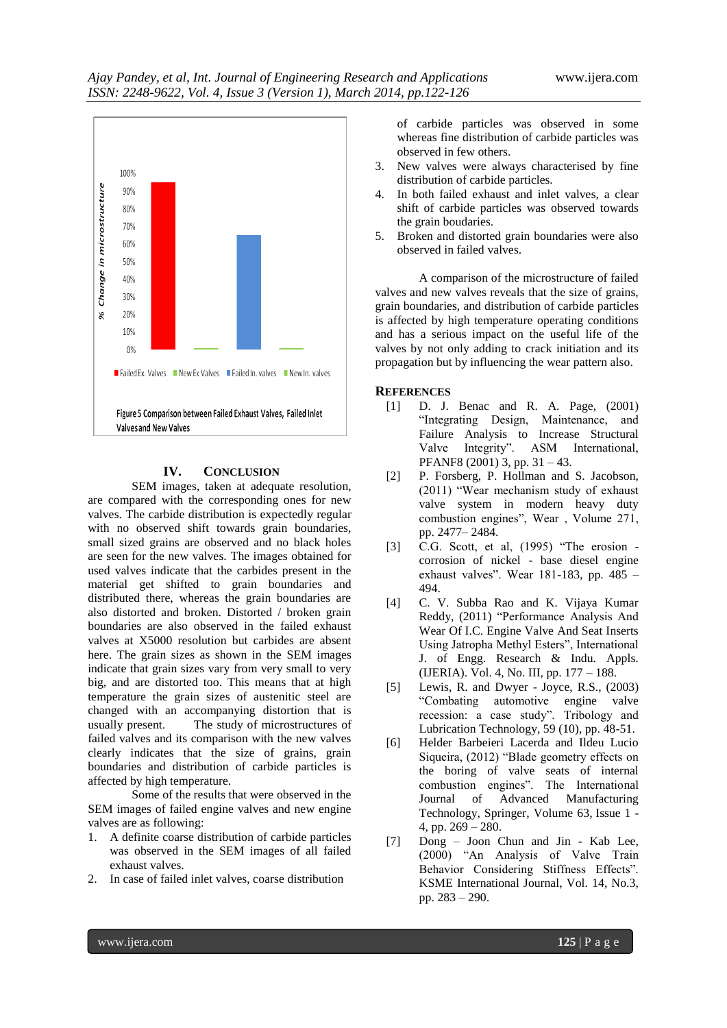Failed Ex. Valves | New Ex Valves | Failed In. valves | New In. valves

Figure 5 Comparison between Failed Exhaust Valves, Failed Inlet Valves and New Valves

## IV. CONCLUSION

SEM images, taken at adequate resolution, are compared with the corresponding ones for new valves. The carbide distribution is expectedly regular with no observed shift towards grain boundaries, small sized grains are observed and no black holes are seen for the new valves. The images obtained for used valves indicate that the carbides present in the material get shifted to grain boundaries and distributed there, whereas the grain boundaries are also distorted and broken. Distorted / broken grain boundaries are also observed in the failed exhaust valves at X5000 resolution but carbides are absent here. The grain sizes as shown in the SEM images indicate that grain sizes vary from very small to very big, and are distorted too. This means that at high temperature the grain sizes of austenitic steel are changed with an accompanying distortion that is usually present. The study of microstructures of failed valves and its comparison with the new valves clearly indicates that the size of grains, grain boundaries and distribution of carbide particles is affected by high temperature.

Some of the results that were observed in the SEM images of failed engine valves and new engine valves are as following:

1. A definite coarse distribution of carbide particles was observed in the SEM images of all failed exhaust valves.
2. In case of failed inlet valves, coarse distribution of carbide particles was observed in some whereas fine distribution of carbide particles was observed in few others.
3. New valves were always characterised by fine distribution of carbide particles.
4. In both failed exhaust and inlet valves, a clear shift of carbide particles was observed towards the grain boudaries.
5. Broken and distorted grain boundaries were also observed in failed valves.

A comparison of the microstructure of failed valves and new valves reveals that the size of grains, grain boundaries, and distribution of carbide particles is affected by high temperature operating conditions and has a serious impact on the useful life of the valves by not only adding to crack initiation and its propagation but by influencing the wear pattern also.

## REFERENCES

[1] D. J. Benac and R. A. Page, (2001) "Integrating Design, Maintenance, and Failure Analysis to Increase Structural Valve Integrity". ASM International, PFANF8 (2001) 3, pp. 31 – 43.

[2] P. Forsberg, P. Hollman and S. Jacobson, (2011) "Wear mechanism study of exhaust valve system in modern heavy duty combustion engines", Wear , Volume 271, pp. 2477– 2484.

[3] C.G. Scott, et al, (1995) "The erosion - corrosion of nickel - base diesel engine exhaust valves". Wear 181-183, pp. 485 – 494.

[4] C. V. Subba Rao and K. Vijaya Kumar Reddy, (2011) "Performance Analysis And Wear Of I.C. Engine Valve And Seat Inserts Using Jatropha Methyl Esters", International J. of Engg. Research & Indu. Appls. (IJERIA). Vol. 4, No. III, pp. 177 – 188.

[5] Lewis, R. and Dwyer - Joyce, R.S., (2003) "Combating automotive engine valve recession: a case study". Tribology and Lubrication Technology, 59 (10), pp. 48-51.

[6] Helder Barbeieri Lacerda and Ildeu Lucio Siqueira, (2012) "Blade geometry effects on the boring of valve seats of internal combustion engines". The International Journal of Advanced Manufacturing Technology, Springer, Volume 63, Issue 1 - 4, pp. 269 – 280.

[7] Dong – Joon Chun and Jin - Kab Lee, (2000) "An Analysis of Valve Train Behavior Considering Stiffness Effects". KSME International Journal, Vol. 14, No.3, pp. 283 – 290.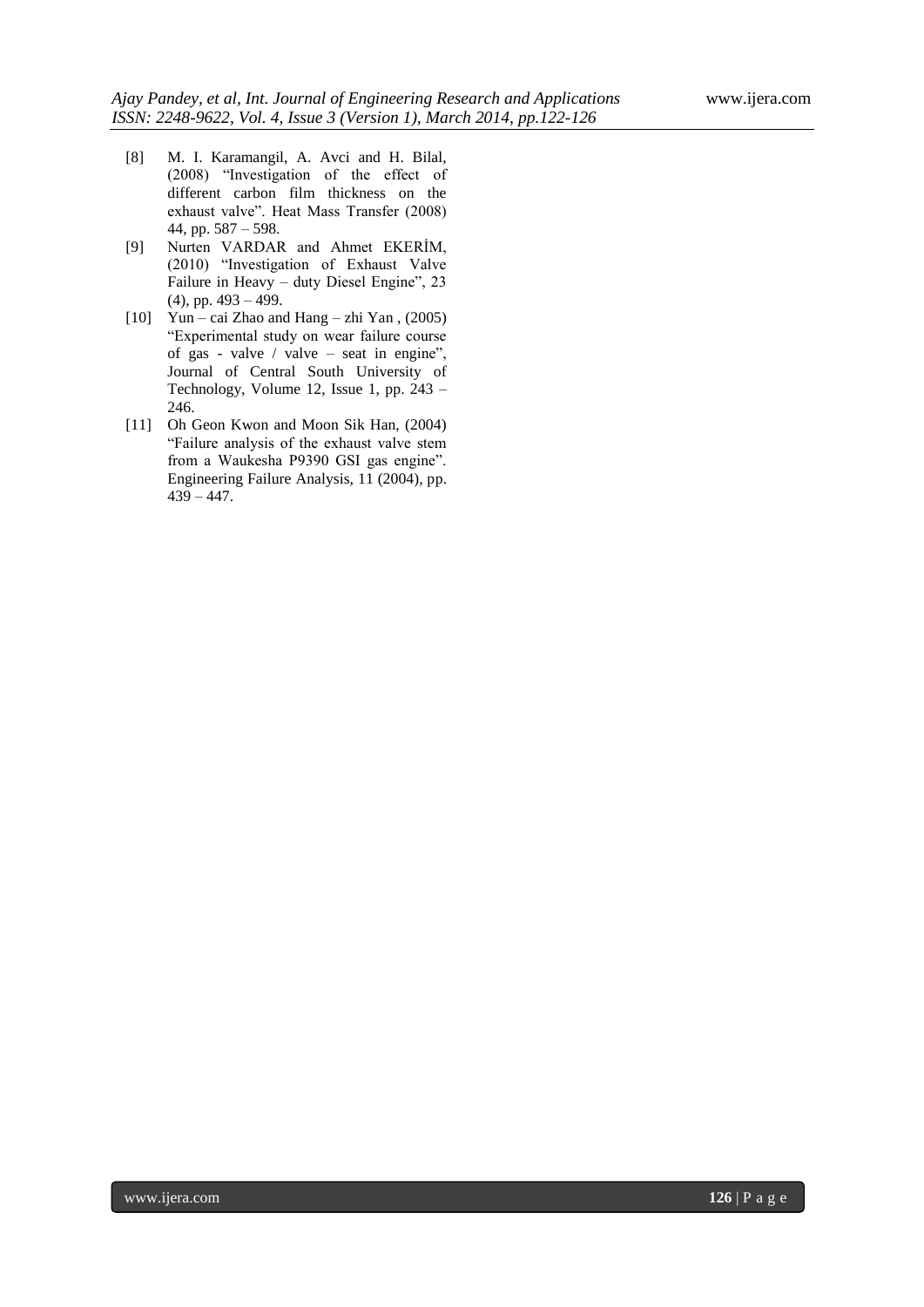[8] M. I. Karamangil, A. Avci and H. Bilal, (2008) “Investigation of the effect of different carbon film thickness on the exhaust valve”. Heat Mass Transfer (2008) 44, pp. 587 – 598.

[9] Nurten VARDAR and Ahmet EKERİM, (2010) “Investigation of Exhaust Valve Failure in Heavy – duty Diesel Engine”, 23 (4), pp. 493 – 499.

[10] Yun – cai Zhao and Hang – zhi Yan , (2005) “Experimental study on wear failure course of gas - valve / valve – seat in engine”, Journal of Central South University of Technology, Volume 12, Issue 1, pp. 243 – 246.

[11] Oh Geon Kwon and Moon Sik Han, (2004) “Failure analysis of the exhaust valve stem from a Waukesha P9390 GSI gas engine”. Engineering Failure Analysis, 11 (2004), pp. 439 – 447.